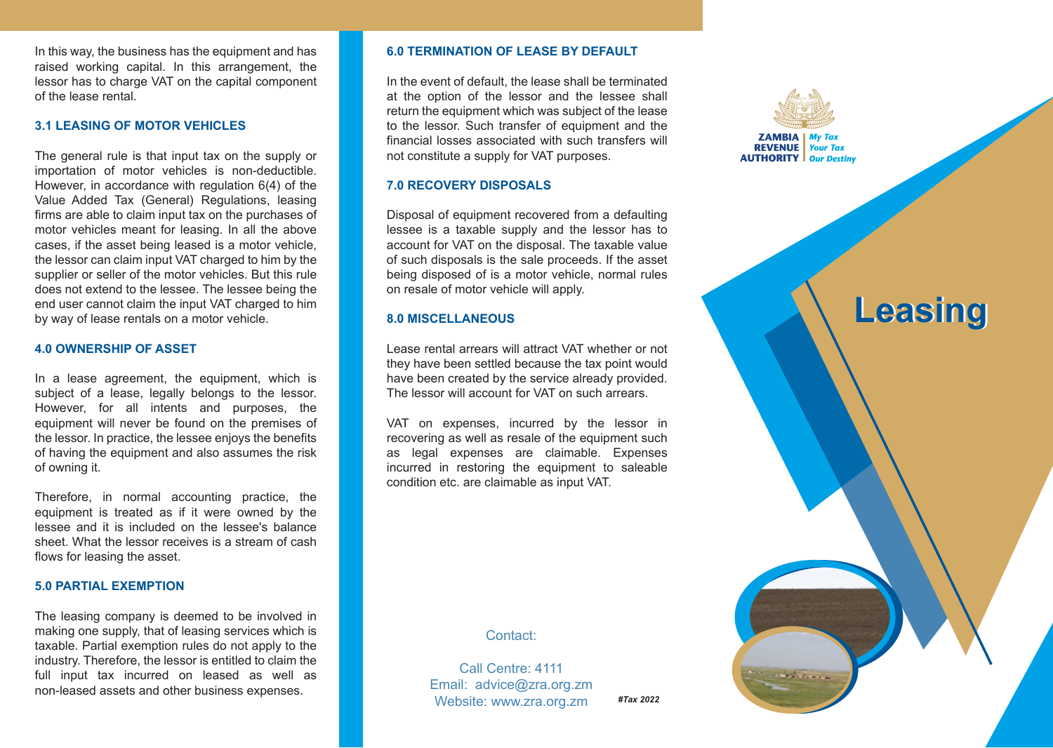In this way, the business has the equipment and has raised working capital. In this arrangement, the lessor has to charge VAT on the capital component of the lease rental.

### 3.1 LEASING OF MOTOR VEHICLES

The general rule is that input tax on the supply or importation of motor vehicles is non-deductible. However, in accordance with regulation 6(4) of the Value Added Tax (General) Regulations, leasing firms are able to claim input tax on the purchases of motor vehicles meant for leasing. In all the above cases, if the asset being leased is a motor vehicle, the lessor can claim input VAT charged to him by the supplier or seller of the motor vehicles. But this rule does not extend to the lessee. The lessee being the end user cannot claim the input VAT charged to him by way of lease rentals on a motor vehicle.

### 4.0 OWNERSHIP OF ASSET

In a lease agreement, the equipment, which is subject of a lease, legally belongs to the lessor. However, for all intents and purposes, the equipment will never be found on the premises of the lessor. In practice, the lessee enjoys the benefits of having the equipment and also assumes the risk of owning it.

Therefore, in normal accounting practice, the equipment is treated as if it were owned by the lessee and it is included on the lessee's balance sheet. What the lessor receives is a stream of cash flows for leasing the asset.

### 5.0 PARTIAL EXEMPTION

The leasing company is deemed to be involved in making one supply, that of leasing services which is taxable. Partial exemption rules do not apply to the industry. Therefore, the lessor is entitled to claim the full input tax incurred on leased as well as non-leased assets and other business expenses.

### 6.0 TERMINATION OF LEASE BY DEFAULT

In the event of default, the lease shall be terminated at the option of the lessor and the lessee shall return the equipment which was subject of the lease to the lessor. Such transfer of equipment and the financial losses associated with such transfers will not constitute a supply for VAT purposes.

### 7.0 RECOVERY DISPOSALS

Disposal of equipment recovered from a defaulting lessee is a taxable supply and the lessor has to account for VAT on the disposal. The taxable value of such disposals is the sale proceeds. If the asset being disposed of is a motor vehicle, normal rules on resale of motor vehicle will apply.

### 8.0 MISCELLANEOUS

Lease rental arrears will attract VAT whether or not they have been settled because the tax point would have been created by the service already provided. The lessor will account for VAT on such arrears.

VAT on expenses, incurred by the lessor in recovering as well as resale of the equipment such as legal expenses are claimable. Expenses incurred in restoring the equipment to saleable condition etc. are claimable as input VAT.

Contact:

Call Centre: 4111
Email: advice@zra.org.zm
Website: www.zra.org.zm

*#Tax 2022*

ZAMBIA REVENUE AUTHORITY | My Tax Your Tax Our Destiny

# Leasing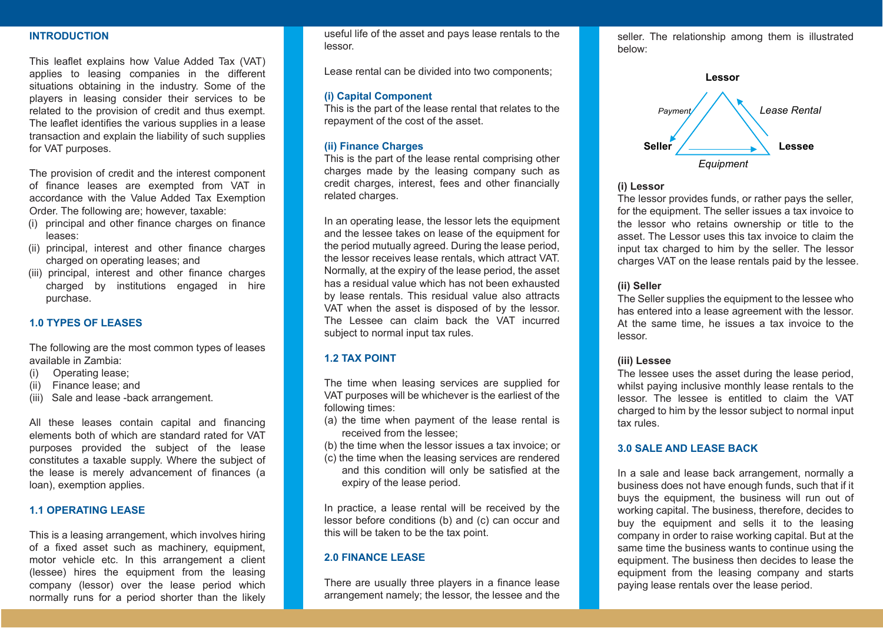## INTRODUCTION

This leaflet explains how Value Added Tax (VAT) applies to leasing companies in the different situations obtaining in the industry. Some of the players in leasing consider their services to be related to the provision of credit and thus exempt. The leaflet identifies the various supplies in a lease transaction and explain the liability of such supplies for VAT purposes.

The provision of credit and the interest component of finance leases are exempted from VAT in accordance with the Value Added Tax Exemption Order. The following are; however, taxable:

(i) principal and other finance charges on finance leases:
(ii) principal, interest and other finance charges charged on operating leases; and
(iii) principal, interest and other finance charges charged by institutions engaged in hire purchase.

## 1.0 TYPES OF LEASES

The following are the most common types of leases available in Zambia:

(i) Operating lease;
(ii) Finance lease; and
(iii) Sale and lease -back arrangement.

All these leases contain capital and financing elements both of which are standard rated for VAT purposes provided the subject of the lease constitutes a taxable supply. Where the subject of the lease is merely advancement of finances (a loan), exemption applies.

## 1.1 OPERATING LEASE

This is a leasing arrangement, which involves hiring of a fixed asset such as machinery, equipment, motor vehicle etc. In this arrangement a client (lessee) hires the equipment from the leasing company (lessor) over the lease period which normally runs for a period shorter than the likely useful life of the asset and pays lease rentals to the lessor.

Lease rental can be divided into two components;

**(i) Capital Component**
This is the part of the lease rental that relates to the repayment of the cost of the asset.

**(ii) Finance Charges**
This is the part of the lease rental comprising other charges made by the leasing company such as credit charges, interest, fees and other financially related charges.

In an operating lease, the lessor lets the equipment and the lessee takes on lease of the equipment for the period mutually agreed. During the lease period, the lessor receives lease rentals, which attract VAT. Normally, at the expiry of the lease period, the asset has a residual value which has not been exhausted by lease rentals. This residual value also attracts VAT when the asset is disposed of by the lessor. The Lessee can claim back the VAT incurred subject to normal input tax rules.

## 1.2 TAX POINT

The time when leasing services are supplied for VAT purposes will be whichever is the earliest of the following times:

(a) the time when payment of the lease rental is received from the lessee;
(b) the time when the lessor issues a tax invoice; or
(c) the time when the leasing services are rendered and this condition will only be satisfied at the expiry of the lease period.

In practice, a lease rental will be received by the lessor before conditions (b) and (c) can occur and this will be taken to be the tax point.

## 2.0 FINANCE LEASE

There are usually three players in a finance lease arrangement namely; the lessor, the lessee and the seller. The relationship among them is illustrated below:

Lessor
Payment
Lease Rental
Seller
Lessee
Equipment

**(i) Lessor**
The lessor provides funds, or rather pays the seller, for the equipment. The seller issues a tax invoice to the lessor who retains ownership or title to the asset. The Lessor uses this tax invoice to claim the input tax charged to him by the seller. The lessor charges VAT on the lease rentals paid by the lessee.

**(ii) Seller**
The Seller supplies the equipment to the lessee who has entered into a lease agreement with the lessor. At the same time, he issues a tax invoice to the lessor.

**(iii) Lessee**
The lessee uses the asset during the lease period, whilst paying inclusive monthly lease rentals to the lessor. The lessee is entitled to claim the VAT charged to him by the lessor subject to normal input tax rules.

## 3.0 SALE AND LEASE BACK

In a sale and lease back arrangement, normally a business does not have enough funds, such that if it buys the equipment, the business will run out of working capital. The business, therefore, decides to buy the equipment and sells it to the leasing company in order to raise working capital. But at the same time the business wants to continue using the equipment. The business then decides to lease the equipment from the leasing company and starts paying lease rentals over the lease period.